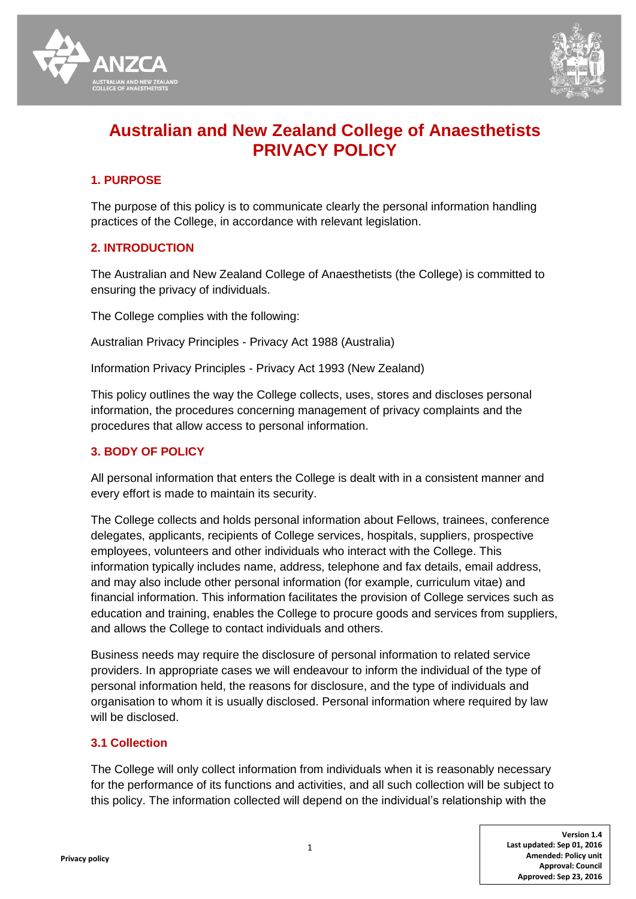# Australian and New Zealand College of Anaesthetists PRIVACY POLICY

## 1. PURPOSE

The purpose of this policy is to communicate clearly the personal information handling practices of the College, in accordance with relevant legislation.

## 2. INTRODUCTION

The Australian and New Zealand College of Anaesthetists (the College) is committed to ensuring the privacy of individuals.

The College complies with the following:

Australian Privacy Principles - Privacy Act 1988 (Australia)

Information Privacy Principles - Privacy Act 1993 (New Zealand)

This policy outlines the way the College collects, uses, stores and discloses personal information, the procedures concerning management of privacy complaints and the procedures that allow access to personal information.

## 3. BODY OF POLICY

All personal information that enters the College is dealt with in a consistent manner and every effort is made to maintain its security.

The College collects and holds personal information about Fellows, trainees, conference delegates, applicants, recipients of College services, hospitals, suppliers, prospective employees, volunteers and other individuals who interact with the College. This information typically includes name, address, telephone and fax details, email address, and may also include other personal information (for example, curriculum vitae) and financial information. This information facilitates the provision of College services such as education and training, enables the College to procure goods and services from suppliers, and allows the College to contact individuals and others.

Business needs may require the disclosure of personal information to related service providers. In appropriate cases we will endeavour to inform the individual of the type of personal information held, the reasons for disclosure, and the type of individuals and organisation to whom it is usually disclosed. Personal information where required by law will be disclosed.

### 3.1 Collection

The College will only collect information from individuals when it is reasonably necessary for the performance of its functions and activities, and all such collection will be subject to this policy. The information collected will depend on the individual's relationship with the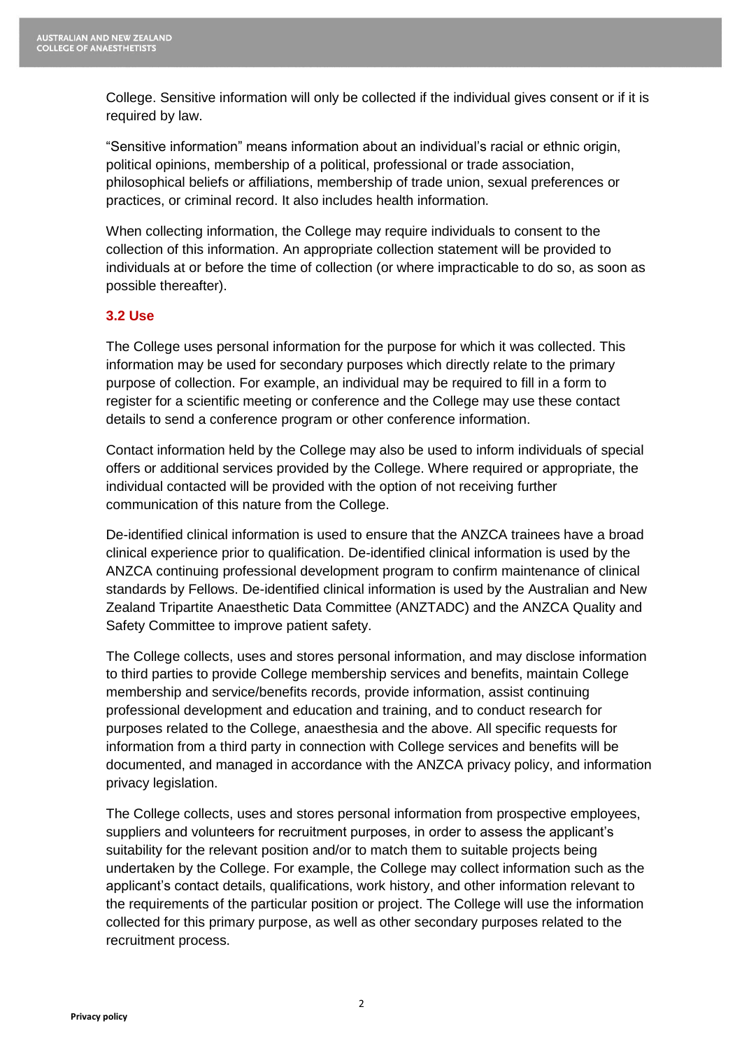College. Sensitive information will only be collected if the individual gives consent or if it is required by law.

"Sensitive information" means information about an individual's racial or ethnic origin, political opinions, membership of a political, professional or trade association, philosophical beliefs or affiliations, membership of trade union, sexual preferences or practices, or criminal record. It also includes health information.

When collecting information, the College may require individuals to consent to the collection of this information. An appropriate collection statement will be provided to individuals at or before the time of collection (or where impracticable to do so, as soon as possible thereafter).

### 3.2 Use

The College uses personal information for the purpose for which it was collected. This information may be used for secondary purposes which directly relate to the primary purpose of collection. For example, an individual may be required to fill in a form to register for a scientific meeting or conference and the College may use these contact details to send a conference program or other conference information.

Contact information held by the College may also be used to inform individuals of special offers or additional services provided by the College. Where required or appropriate, the individual contacted will be provided with the option of not receiving further communication of this nature from the College.

De-identified clinical information is used to ensure that the ANZCA trainees have a broad clinical experience prior to qualification. De-identified clinical information is used by the ANZCA continuing professional development program to confirm maintenance of clinical standards by Fellows. De-identified clinical information is used by the Australian and New Zealand Tripartite Anaesthetic Data Committee (ANZTADC) and the ANZCA Quality and Safety Committee to improve patient safety.

The College collects, uses and stores personal information, and may disclose information to third parties to provide College membership services and benefits, maintain College membership and service/benefits records, provide information, assist continuing professional development and education and training, and to conduct research for purposes related to the College, anaesthesia and the above. All specific requests for information from a third party in connection with College services and benefits will be documented, and managed in accordance with the ANZCA privacy policy, and information privacy legislation.

The College collects, uses and stores personal information from prospective employees, suppliers and volunteers for recruitment purposes, in order to assess the applicant's suitability for the relevant position and/or to match them to suitable projects being undertaken by the College. For example, the College may collect information such as the applicant's contact details, qualifications, work history, and other information relevant to the requirements of the particular position or project. The College will use the information collected for this primary purpose, as well as other secondary purposes related to the recruitment process.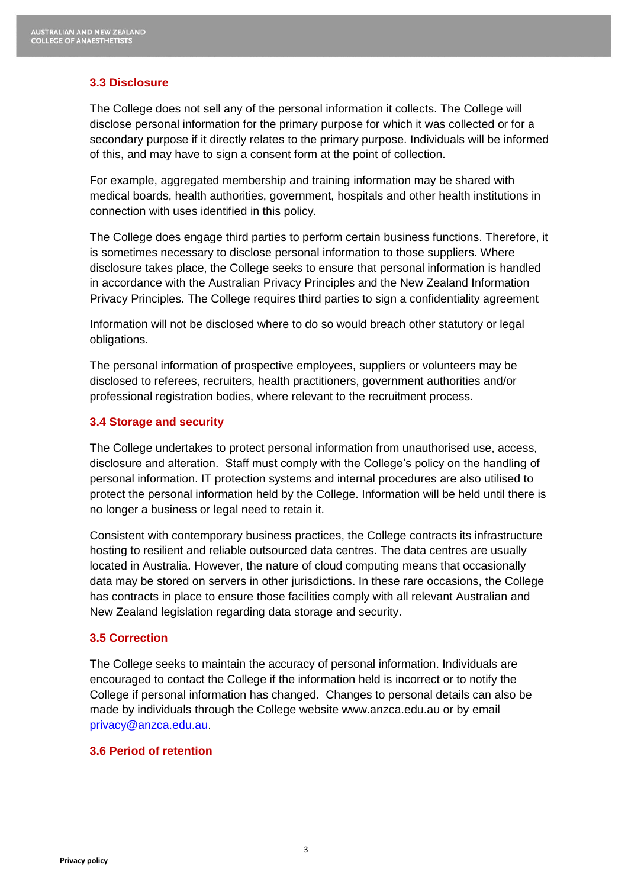### 3.3 Disclosure

The College does not sell any of the personal information it collects. The College will disclose personal information for the primary purpose for which it was collected or for a secondary purpose if it directly relates to the primary purpose. Individuals will be informed of this, and may have to sign a consent form at the point of collection.

For example, aggregated membership and training information may be shared with medical boards, health authorities, government, hospitals and other health institutions in connection with uses identified in this policy.

The College does engage third parties to perform certain business functions. Therefore, it is sometimes necessary to disclose personal information to those suppliers. Where disclosure takes place, the College seeks to ensure that personal information is handled in accordance with the Australian Privacy Principles and the New Zealand Information Privacy Principles. The College requires third parties to sign a confidentiality agreement

Information will not be disclosed where to do so would breach other statutory or legal obligations.

The personal information of prospective employees, suppliers or volunteers may be disclosed to referees, recruiters, health practitioners, government authorities and/or professional registration bodies, where relevant to the recruitment process.

### 3.4 Storage and security

The College undertakes to protect personal information from unauthorised use, access, disclosure and alteration. Staff must comply with the College's policy on the handling of personal information. IT protection systems and internal procedures are also utilised to protect the personal information held by the College. Information will be held until there is no longer a business or legal need to retain it.

Consistent with contemporary business practices, the College contracts its infrastructure hosting to resilient and reliable outsourced data centres. The data centres are usually located in Australia. However, the nature of cloud computing means that occasionally data may be stored on servers in other jurisdictions. In these rare occasions, the College has contracts in place to ensure those facilities comply with all relevant Australian and New Zealand legislation regarding data storage and security.

### 3.5 Correction

The College seeks to maintain the accuracy of personal information. Individuals are encouraged to contact the College if the information held is incorrect or to notify the College if personal information has changed. Changes to personal details can also be made by individuals through the College website www.anzca.edu.au or by email privacy@anzca.edu.au.

### 3.6 Period of retention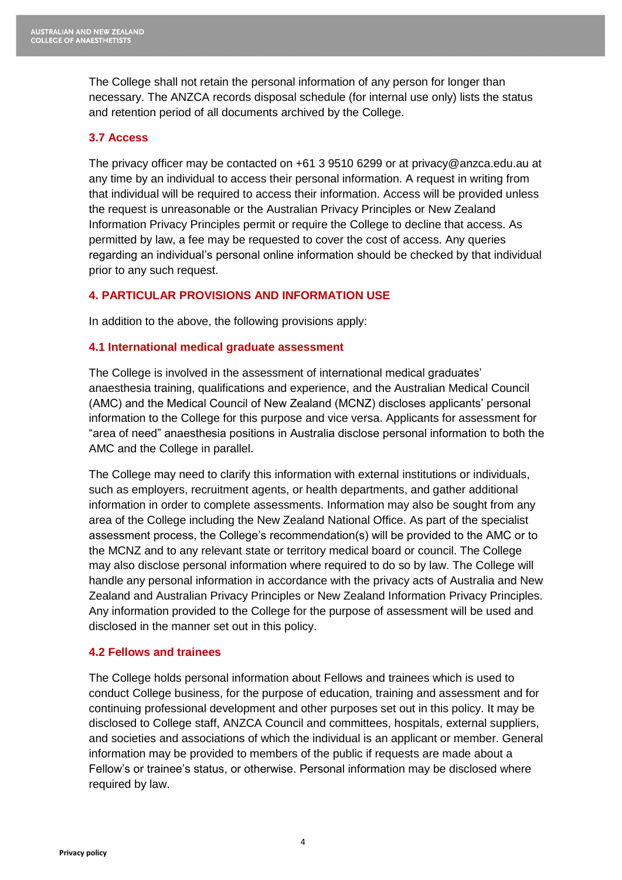The College shall not retain the personal information of any person for longer than necessary. The ANZCA records disposal schedule (for internal use only) lists the status and retention period of all documents archived by the College.

### 3.7 Access

The privacy officer may be contacted on +61 3 9510 6299 or at privacy@anzca.edu.au at any time by an individual to access their personal information. A request in writing from that individual will be required to access their information. Access will be provided unless the request is unreasonable or the Australian Privacy Principles or New Zealand Information Privacy Principles permit or require the College to decline that access. As permitted by law, a fee may be requested to cover the cost of access. Any queries regarding an individual's personal online information should be checked by that individual prior to any such request.

## 4. PARTICULAR PROVISIONS AND INFORMATION USE

In addition to the above, the following provisions apply:

### 4.1 International medical graduate assessment

The College is involved in the assessment of international medical graduates' anaesthesia training, qualifications and experience, and the Australian Medical Council (AMC) and the Medical Council of New Zealand (MCNZ) discloses applicants' personal information to the College for this purpose and vice versa. Applicants for assessment for "area of need" anaesthesia positions in Australia disclose personal information to both the AMC and the College in parallel.

The College may need to clarify this information with external institutions or individuals, such as employers, recruitment agents, or health departments, and gather additional information in order to complete assessments. Information may also be sought from any area of the College including the New Zealand National Office. As part of the specialist assessment process, the College's recommendation(s) will be provided to the AMC or to the MCNZ and to any relevant state or territory medical board or council. The College may also disclose personal information where required to do so by law. The College will handle any personal information in accordance with the privacy acts of Australia and New Zealand and Australian Privacy Principles or New Zealand Information Privacy Principles. Any information provided to the College for the purpose of assessment will be used and disclosed in the manner set out in this policy.

### 4.2 Fellows and trainees

The College holds personal information about Fellows and trainees which is used to conduct College business, for the purpose of education, training and assessment and for continuing professional development and other purposes set out in this policy. It may be disclosed to College staff, ANZCA Council and committees, hospitals, external suppliers, and societies and associations of which the individual is an applicant or member. General information may be provided to members of the public if requests are made about a Fellow's or trainee's status, or otherwise. Personal information may be disclosed where required by law.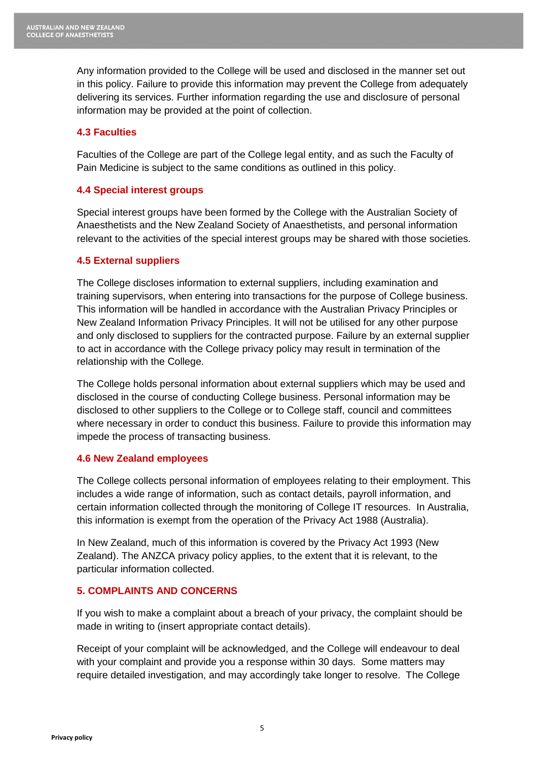Any information provided to the College will be used and disclosed in the manner set out in this policy. Failure to provide this information may prevent the College from adequately delivering its services. Further information regarding the use and disclosure of personal information may be provided at the point of collection.

### 4.3 Faculties

Faculties of the College are part of the College legal entity, and as such the Faculty of Pain Medicine is subject to the same conditions as outlined in this policy.

### 4.4 Special interest groups

Special interest groups have been formed by the College with the Australian Society of Anaesthetists and the New Zealand Society of Anaesthetists, and personal information relevant to the activities of the special interest groups may be shared with those societies.

### 4.5 External suppliers

The College discloses information to external suppliers, including examination and training supervisors, when entering into transactions for the purpose of College business. This information will be handled in accordance with the Australian Privacy Principles or New Zealand Information Privacy Principles. It will not be utilised for any other purpose and only disclosed to suppliers for the contracted purpose. Failure by an external supplier to act in accordance with the College privacy policy may result in termination of the relationship with the College.

The College holds personal information about external suppliers which may be used and disclosed in the course of conducting College business. Personal information may be disclosed to other suppliers to the College or to College staff, council and committees where necessary in order to conduct this business. Failure to provide this information may impede the process of transacting business.

### 4.6 New Zealand employees

The College collects personal information of employees relating to their employment. This includes a wide range of information, such as contact details, payroll information, and certain information collected through the monitoring of College IT resources. In Australia, this information is exempt from the operation of the Privacy Act 1988 (Australia).

In New Zealand, much of this information is covered by the Privacy Act 1993 (New Zealand). The ANZCA privacy policy applies, to the extent that it is relevant, to the particular information collected.

## 5. COMPLAINTS AND CONCERNS

If you wish to make a complaint about a breach of your privacy, the complaint should be made in writing to (insert appropriate contact details).

Receipt of your complaint will be acknowledged, and the College will endeavour to deal with your complaint and provide you a response within 30 days. Some matters may require detailed investigation, and may accordingly take longer to resolve. The College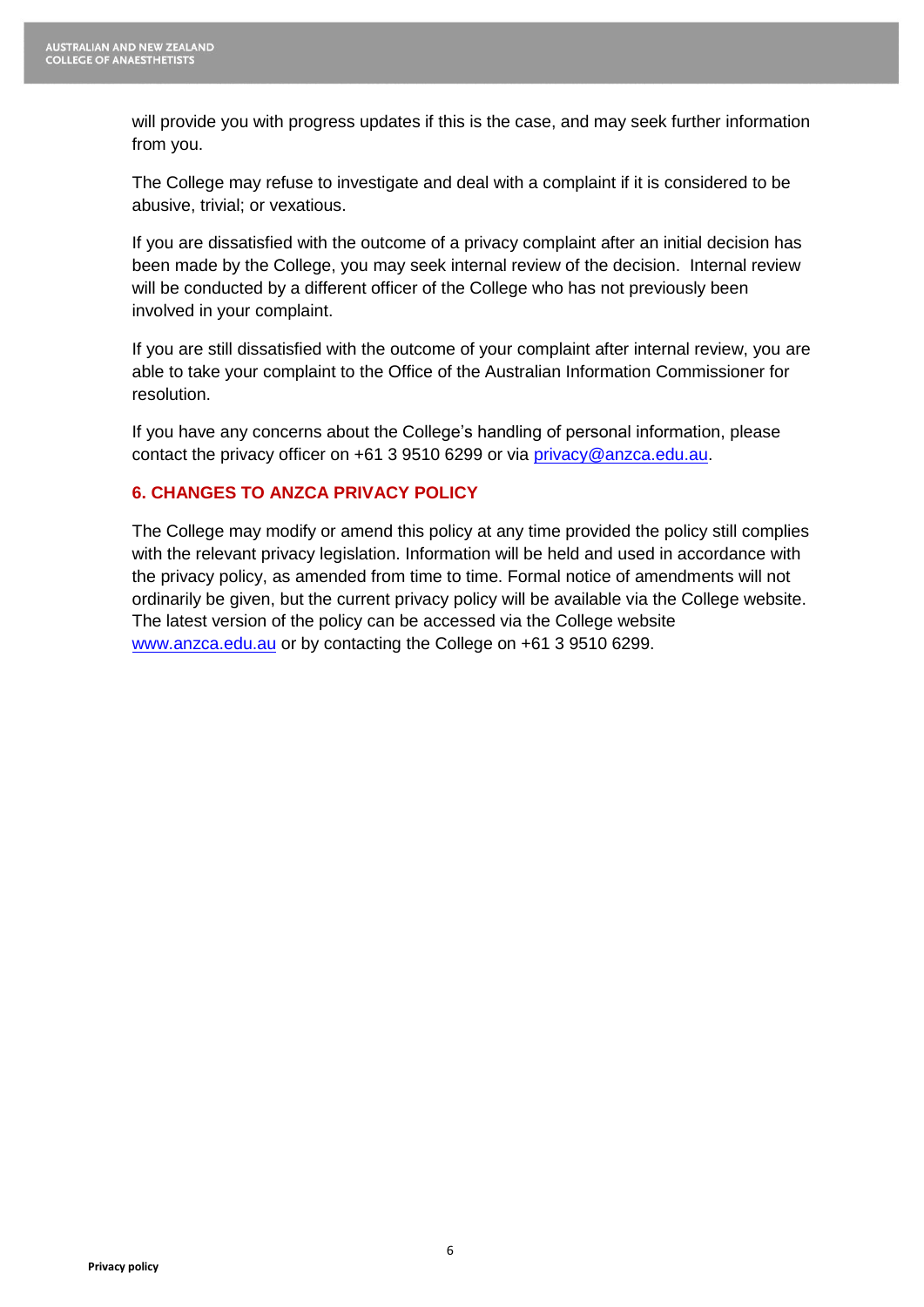will provide you with progress updates if this is the case, and may seek further information from you.

The College may refuse to investigate and deal with a complaint if it is considered to be abusive, trivial; or vexatious.

If you are dissatisfied with the outcome of a privacy complaint after an initial decision has been made by the College, you may seek internal review of the decision. Internal review will be conducted by a different officer of the College who has not previously been involved in your complaint.

If you are still dissatisfied with the outcome of your complaint after internal review, you are able to take your complaint to the Office of the Australian Information Commissioner for resolution.

If you have any concerns about the College's handling of personal information, please contact the privacy officer on +61 3 9510 6299 or via privacy@anzca.edu.au.

## 6. CHANGES TO ANZCA PRIVACY POLICY

The College may modify or amend this policy at any time provided the policy still complies with the relevant privacy legislation. Information will be held and used in accordance with the privacy policy, as amended from time to time. Formal notice of amendments will not ordinarily be given, but the current privacy policy will be available via the College website. The latest version of the policy can be accessed via the College website www.anzca.edu.au or by contacting the College on +61 3 9510 6299.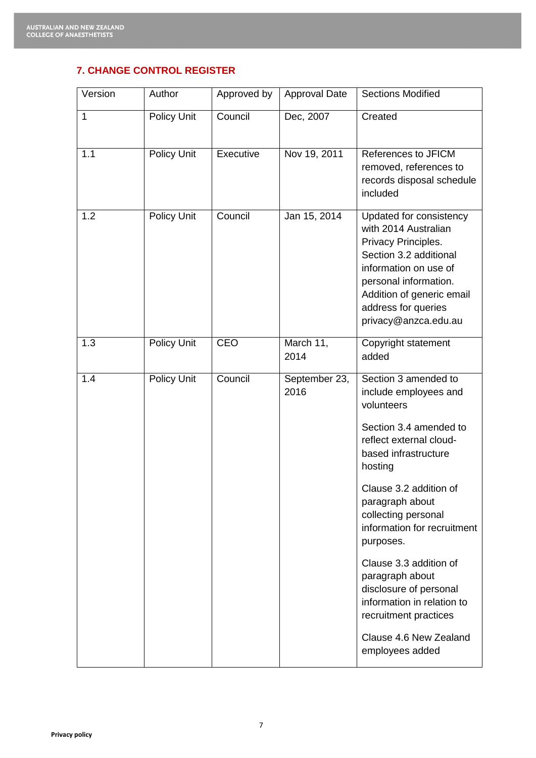## 7. CHANGE CONTROL REGISTER

| Version | Author | Approved by | Approval Date | Sections Modified |
|---|---|---|---|---|
| 1 | Policy Unit | Council | Dec, 2007 | Created |
| 1.1 | Policy Unit | Executive | Nov 19, 2011 | References to JFICM removed, references to records disposal schedule included |
| 1.2 | Policy Unit | Council | Jan 15, 2014 | Updated for consistency with 2014 Australian Privacy Principles. Section 3.2 additional information on use of personal information. Addition of generic email address for queries privacy@anzca.edu.au |
| 1.3 | Policy Unit | CEO | March 11, 2014 | Copyright statement added |
| 1.4 | Policy Unit | Council | September 23, 2016 | Section 3 amended to include employees and volunteers<br><br>Section 3.4 amended to reflect external cloud-based infrastructure hosting<br><br>Clause 3.2 addition of paragraph about collecting personal information for recruitment purposes.<br><br>Clause 3.3 addition of paragraph about disclosure of personal information in relation to recruitment practices<br><br>Clause 4.6 New Zealand employees added |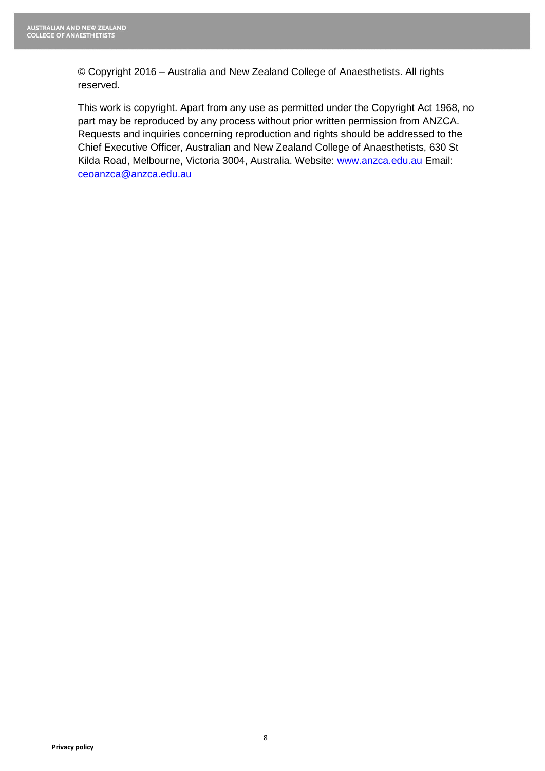© Copyright 2016 – Australia and New Zealand College of Anaesthetists. All rights reserved.

This work is copyright. Apart from any use as permitted under the Copyright Act 1968, no part may be reproduced by any process without prior written permission from ANZCA. Requests and inquiries concerning reproduction and rights should be addressed to the Chief Executive Officer, Australian and New Zealand College of Anaesthetists, 630 St Kilda Road, Melbourne, Victoria 3004, Australia. Website: www.anzca.edu.au Email: ceoanzca@anzca.edu.au